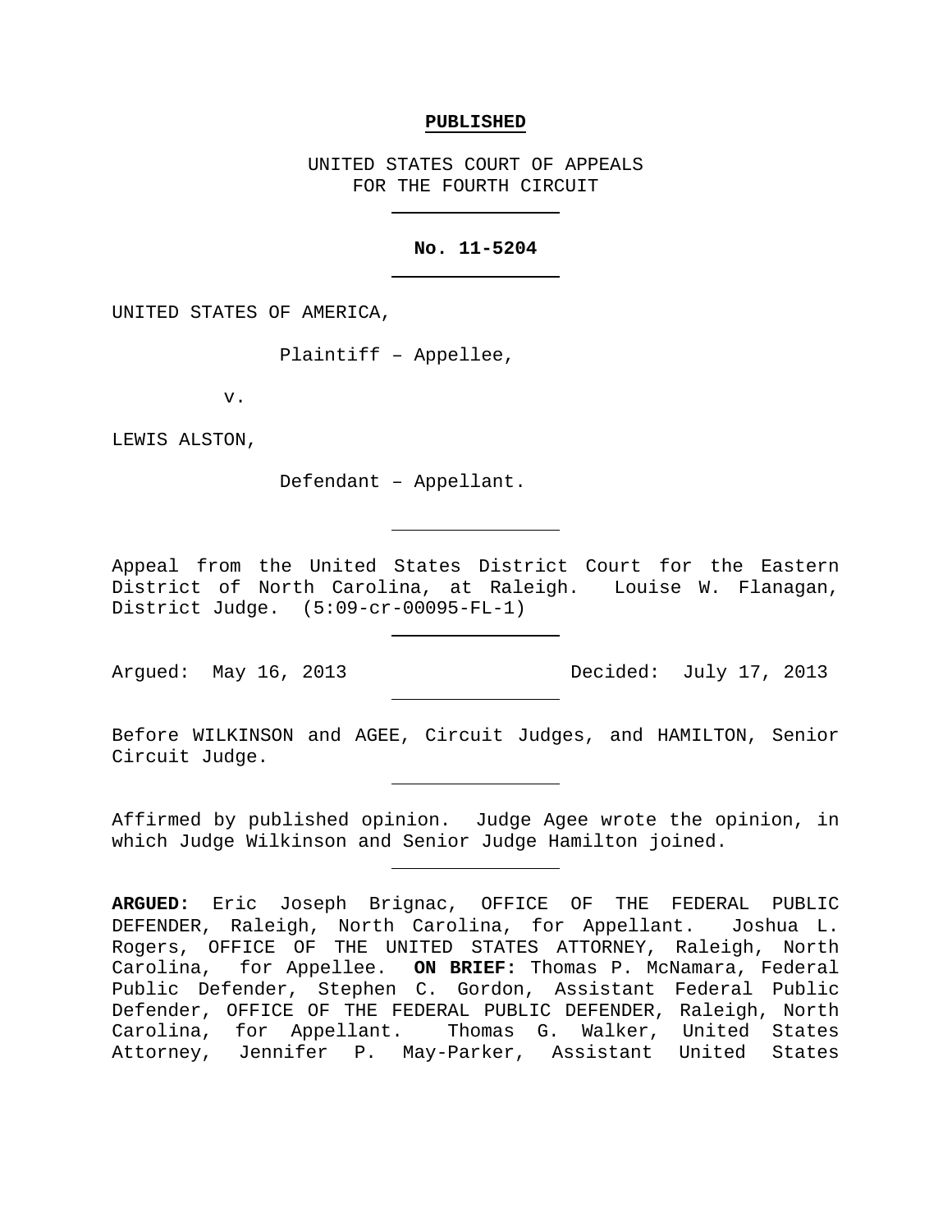**PUBLISHED**

UNITED STATES COURT OF APPEALS
FOR THE FOURTH CIRCUIT

---

**No. 11-5204**

---

UNITED STATES OF AMERICA,

Plaintiff – Appellee,

v.

LEWIS ALSTON,

Defendant – Appellant.

---

Appeal from the United States District Court for the Eastern District of North Carolina, at Raleigh. Louise W. Flanagan, District Judge. (5:09-cr-00095-FL-1)

---

Argued: May 16, 2013 Decided: July 17, 2013

---

Before WILKINSON and AGEE, Circuit Judges, and HAMILTON, Senior Circuit Judge.

---

Affirmed by published opinion. Judge Agee wrote the opinion, in which Judge Wilkinson and Senior Judge Hamilton joined.

---

**ARGUED:** Eric Joseph Brignac, OFFICE OF THE FEDERAL PUBLIC DEFENDER, Raleigh, North Carolina, for Appellant. Joshua L. Rogers, OFFICE OF THE UNITED STATES ATTORNEY, Raleigh, North Carolina, for Appellee. **ON BRIEF:** Thomas P. McNamara, Federal Public Defender, Stephen C. Gordon, Assistant Federal Public Defender, OFFICE OF THE FEDERAL PUBLIC DEFENDER, Raleigh, North Carolina, for Appellant. Thomas G. Walker, United States Attorney, Jennifer P. May-Parker, Assistant United States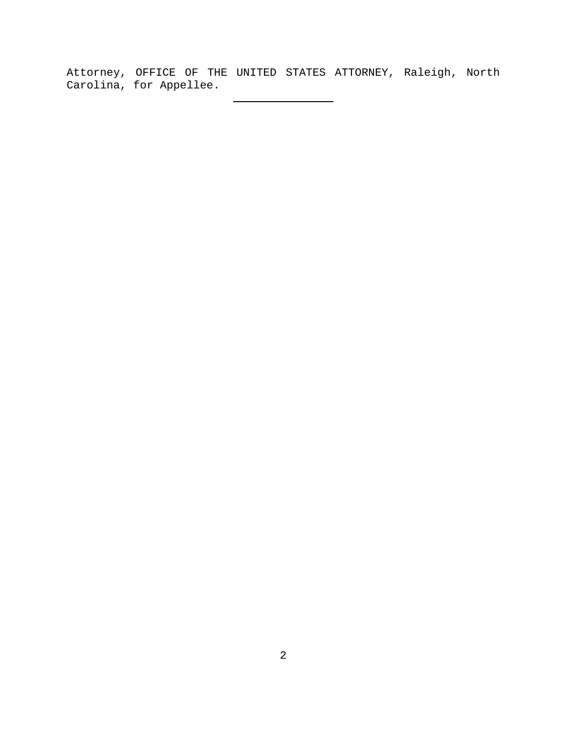Attorney, OFFICE OF THE UNITED STATES ATTORNEY, Raleigh, North Carolina, for Appellee.

---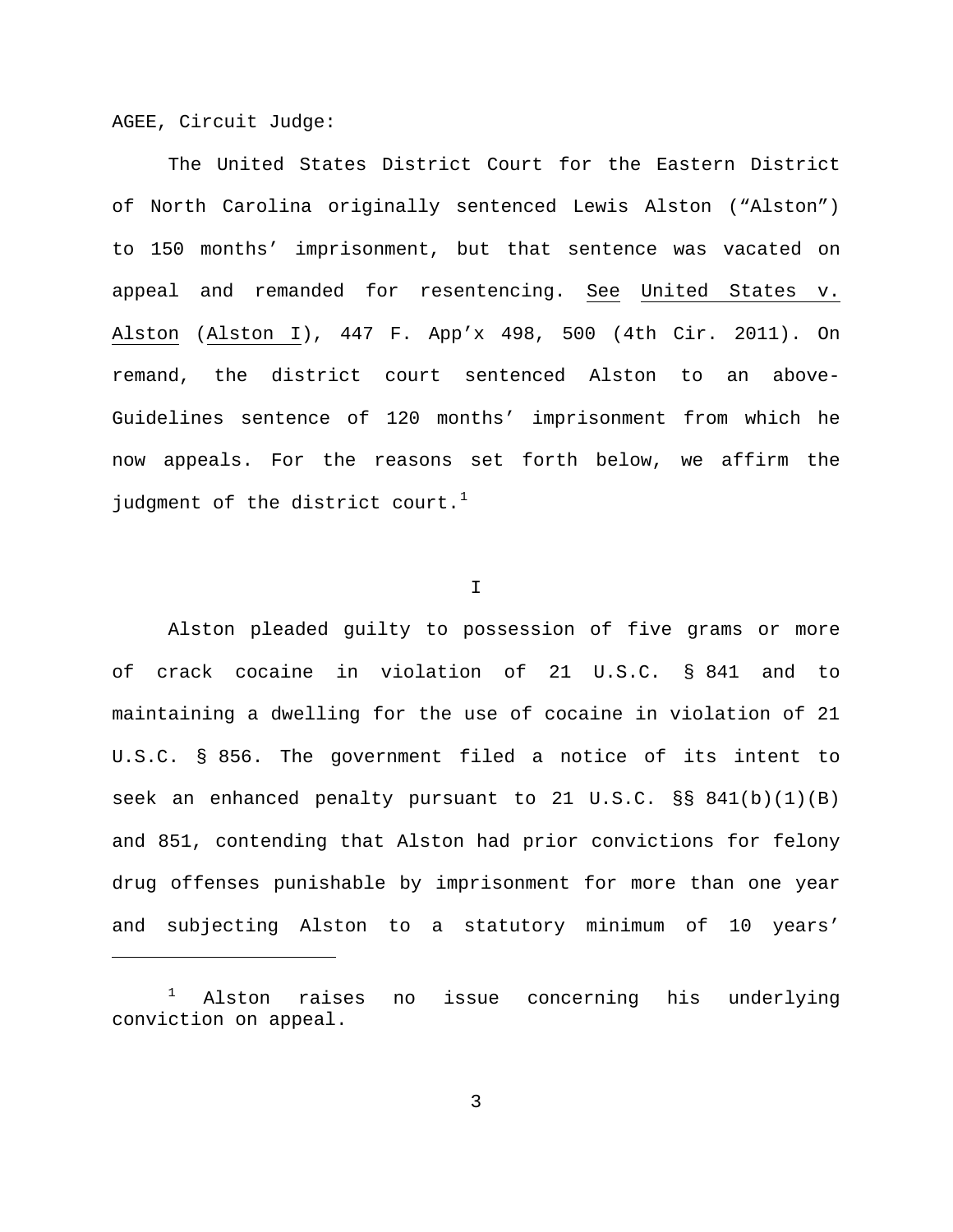AGEE, Circuit Judge:

The United States District Court for the Eastern District of North Carolina originally sentenced Lewis Alston ("Alston") to 150 months' imprisonment, but that sentence was vacated on appeal and remanded for resentencing. See United States v. Alston (Alston I), 447 F. App'x 498, 500 (4th Cir. 2011). On remand, the district court sentenced Alston to an above-Guidelines sentence of 120 months' imprisonment from which he now appeals. For the reasons set forth below, we affirm the judgment of the district court.[1]

I

Alston pleaded guilty to possession of five grams or more of crack cocaine in violation of 21 U.S.C. § 841 and to maintaining a dwelling for the use of cocaine in violation of 21 U.S.C. § 856. The government filed a notice of its intent to seek an enhanced penalty pursuant to 21 U.S.C. §§ 841(b)(1)(B) and 851, contending that Alston had prior convictions for felony drug offenses punishable by imprisonment for more than one year and subjecting Alston to a statutory minimum of 10 years'

---

[1] Alston raises no issue concerning his underlying conviction on appeal.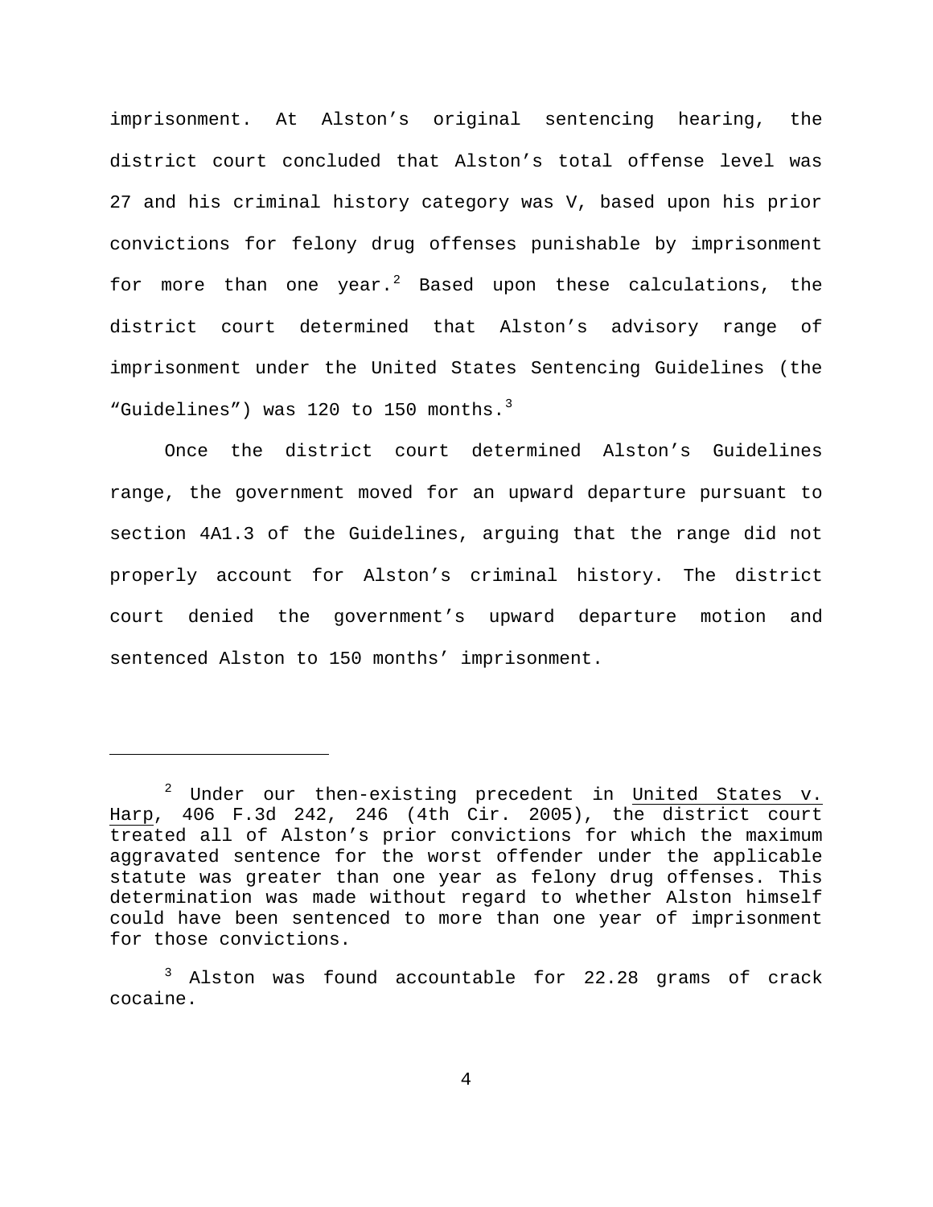imprisonment. At Alston's original sentencing hearing, the district court concluded that Alston's total offense level was 27 and his criminal history category was V, based upon his prior convictions for felony drug offenses punishable by imprisonment for more than one year.[2] Based upon these calculations, the district court determined that Alston's advisory range of imprisonment under the United States Sentencing Guidelines (the "Guidelines") was 120 to 150 months.[3]

Once the district court determined Alston's Guidelines range, the government moved for an upward departure pursuant to section 4A1.3 of the Guidelines, arguing that the range did not properly account for Alston's criminal history. The district court denied the government's upward departure motion and sentenced Alston to 150 months' imprisonment.

---

[2] Under our then-existing precedent in United States v. Harp, 406 F.3d 242, 246 (4th Cir. 2005), the district court treated all of Alston's prior convictions for which the maximum aggravated sentence for the worst offender under the applicable statute was greater than one year as felony drug offenses. This determination was made without regard to whether Alston himself could have been sentenced to more than one year of imprisonment for those convictions.

[3] Alston was found accountable for 22.28 grams of crack cocaine.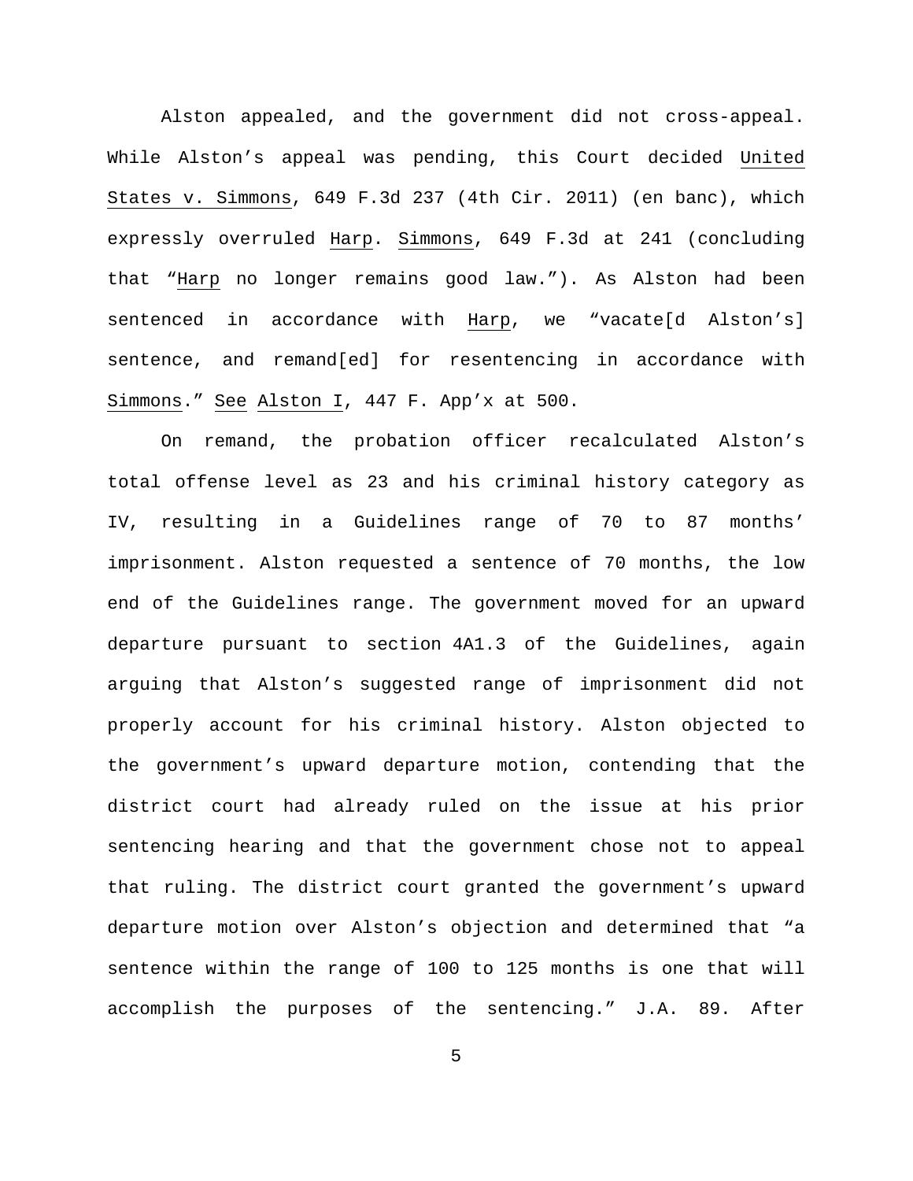Alston appealed, and the government did not cross-appeal. While Alston's appeal was pending, this Court decided United States v. Simmons, 649 F.3d 237 (4th Cir. 2011) (en banc), which expressly overruled Harp. Simmons, 649 F.3d at 241 (concluding that "Harp no longer remains good law."). As Alston had been sentenced in accordance with Harp, we "vacate[d Alston's] sentence, and remand[ed] for resentencing in accordance with Simmons." See Alston I, 447 F. App'x at 500.

On remand, the probation officer recalculated Alston's total offense level as 23 and his criminal history category as IV, resulting in a Guidelines range of 70 to 87 months' imprisonment. Alston requested a sentence of 70 months, the low end of the Guidelines range. The government moved for an upward departure pursuant to section 4A1.3 of the Guidelines, again arguing that Alston's suggested range of imprisonment did not properly account for his criminal history. Alston objected to the government's upward departure motion, contending that the district court had already ruled on the issue at his prior sentencing hearing and that the government chose not to appeal that ruling. The district court granted the government's upward departure motion over Alston's objection and determined that "a sentence within the range of 100 to 125 months is one that will accomplish the purposes of the sentencing." J.A. 89. After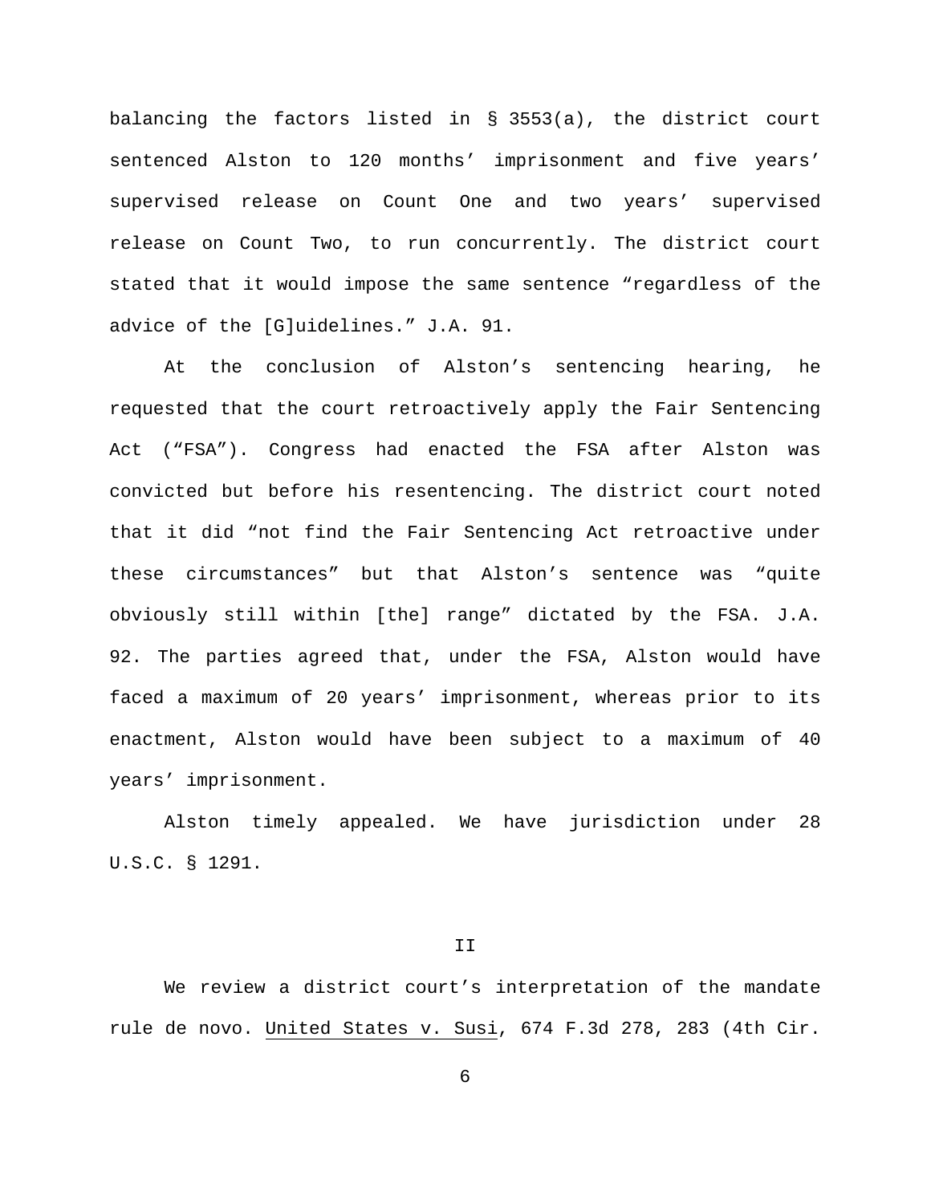balancing the factors listed in § 3553(a), the district court sentenced Alston to 120 months' imprisonment and five years' supervised release on Count One and two years' supervised release on Count Two, to run concurrently. The district court stated that it would impose the same sentence "regardless of the advice of the [G]uidelines." J.A. 91.

At the conclusion of Alston's sentencing hearing, he requested that the court retroactively apply the Fair Sentencing Act ("FSA"). Congress had enacted the FSA after Alston was convicted but before his resentencing. The district court noted that it did "not find the Fair Sentencing Act retroactive under these circumstances" but that Alston's sentence was "quite obviously still within [the] range" dictated by the FSA. J.A. 92. The parties agreed that, under the FSA, Alston would have faced a maximum of 20 years' imprisonment, whereas prior to its enactment, Alston would have been subject to a maximum of 40 years' imprisonment.

Alston timely appealed. We have jurisdiction under 28 U.S.C. § 1291.

## II

We review a district court's interpretation of the mandate rule de novo. United States v. Susi, 674 F.3d 278, 283 (4th Cir.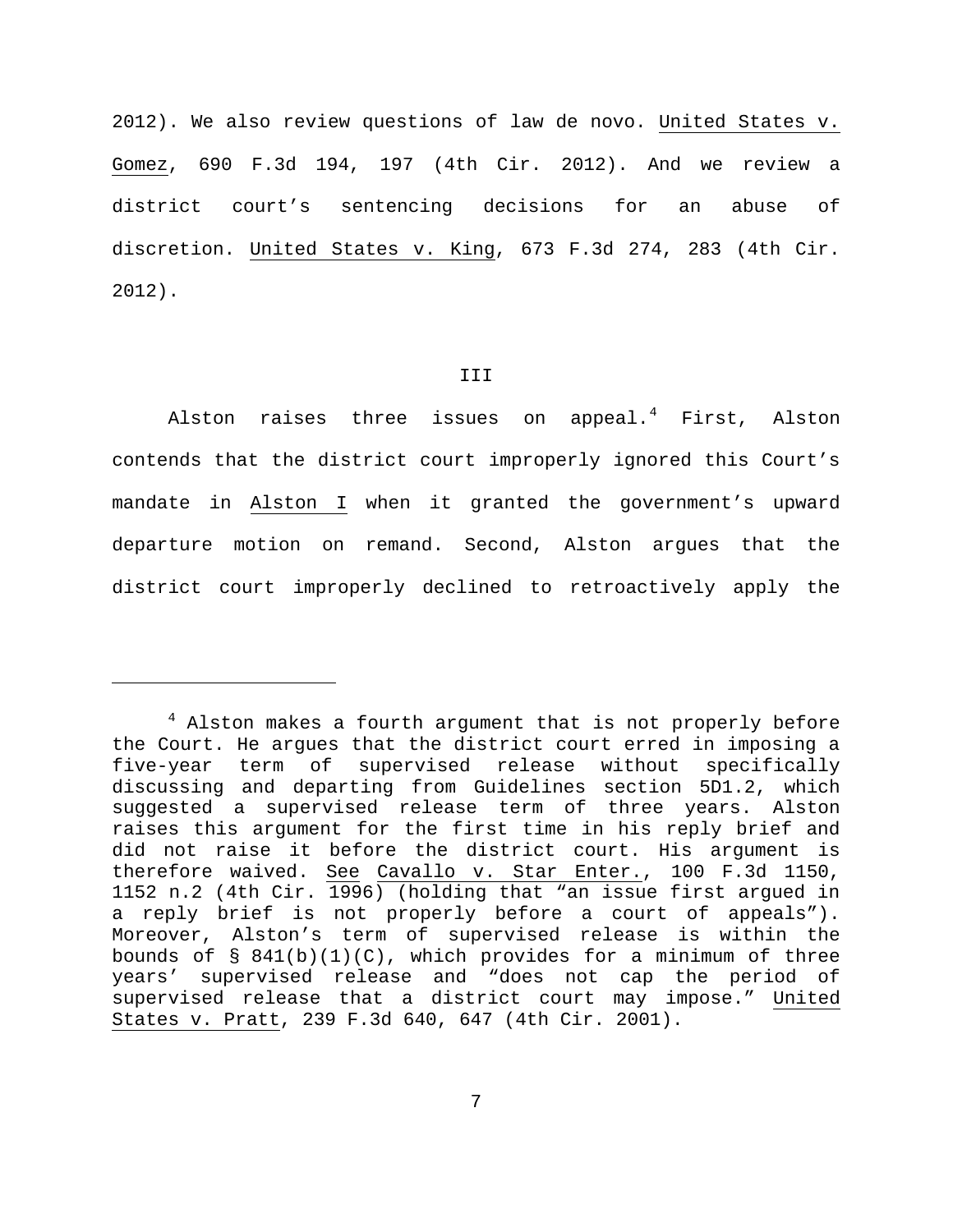2012). We also review questions of law de novo. United States v. Gomez, 690 F.3d 194, 197 (4th Cir. 2012). And we review a district court's sentencing decisions for an abuse of discretion. United States v. King, 673 F.3d 274, 283 (4th Cir. 2012).

## III

Alston raises three issues on appeal.[4] First, Alston contends that the district court improperly ignored this Court's mandate in Alston I when it granted the government's upward departure motion on remand. Second, Alston argues that the district court improperly declined to retroactively apply the

---

[4] Alston makes a fourth argument that is not properly before the Court. He argues that the district court erred in imposing a five-year term of supervised release without specifically discussing and departing from Guidelines section 5D1.2, which suggested a supervised release term of three years. Alston raises this argument for the first time in his reply brief and did not raise it before the district court. His argument is therefore waived. See Cavallo v. Star Enter., 100 F.3d 1150, 1152 n.2 (4th Cir. 1996) (holding that "an issue first argued in a reply brief is not properly before a court of appeals"). Moreover, Alston's term of supervised release is within the bounds of § 841(b)(1)(C), which provides for a minimum of three years' supervised release and "does not cap the period of supervised release that a district court may impose." United States v. Pratt, 239 F.3d 640, 647 (4th Cir. 2001).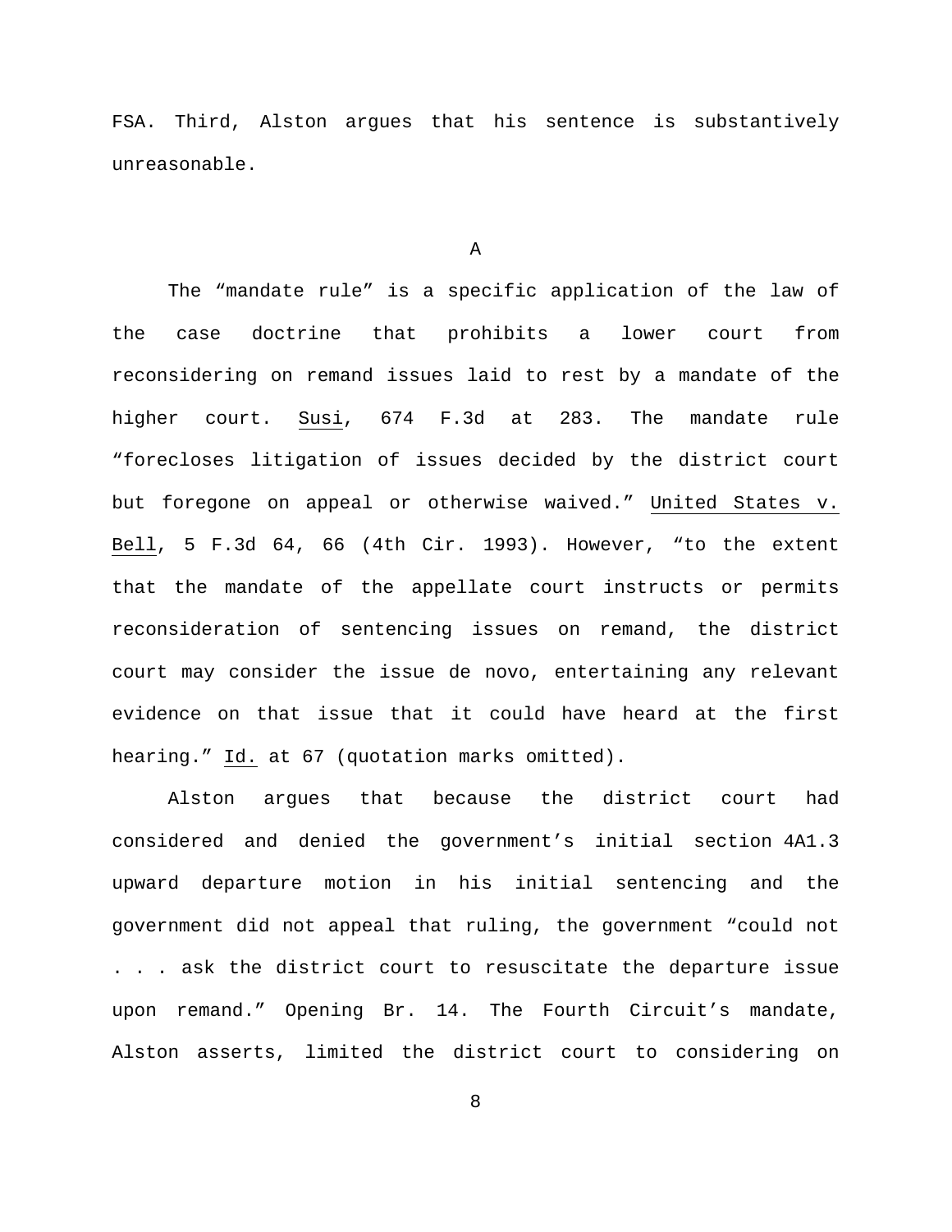FSA. Third, Alston argues that his sentence is substantively unreasonable.

## A

The "mandate rule" is a specific application of the law of the case doctrine that prohibits a lower court from reconsidering on remand issues laid to rest by a mandate of the higher court. Susi, 674 F.3d at 283. The mandate rule "forecloses litigation of issues decided by the district court but foregone on appeal or otherwise waived." United States v. Bell, 5 F.3d 64, 66 (4th Cir. 1993). However, "to the extent that the mandate of the appellate court instructs or permits reconsideration of sentencing issues on remand, the district court may consider the issue de novo, entertaining any relevant evidence on that issue that it could have heard at the first hearing." Id. at 67 (quotation marks omitted).

Alston argues that because the district court had considered and denied the government's initial section 4A1.3 upward departure motion in his initial sentencing and the government did not appeal that ruling, the government "could not . . . ask the district court to resuscitate the departure issue upon remand." Opening Br. 14. The Fourth Circuit's mandate, Alston asserts, limited the district court to considering on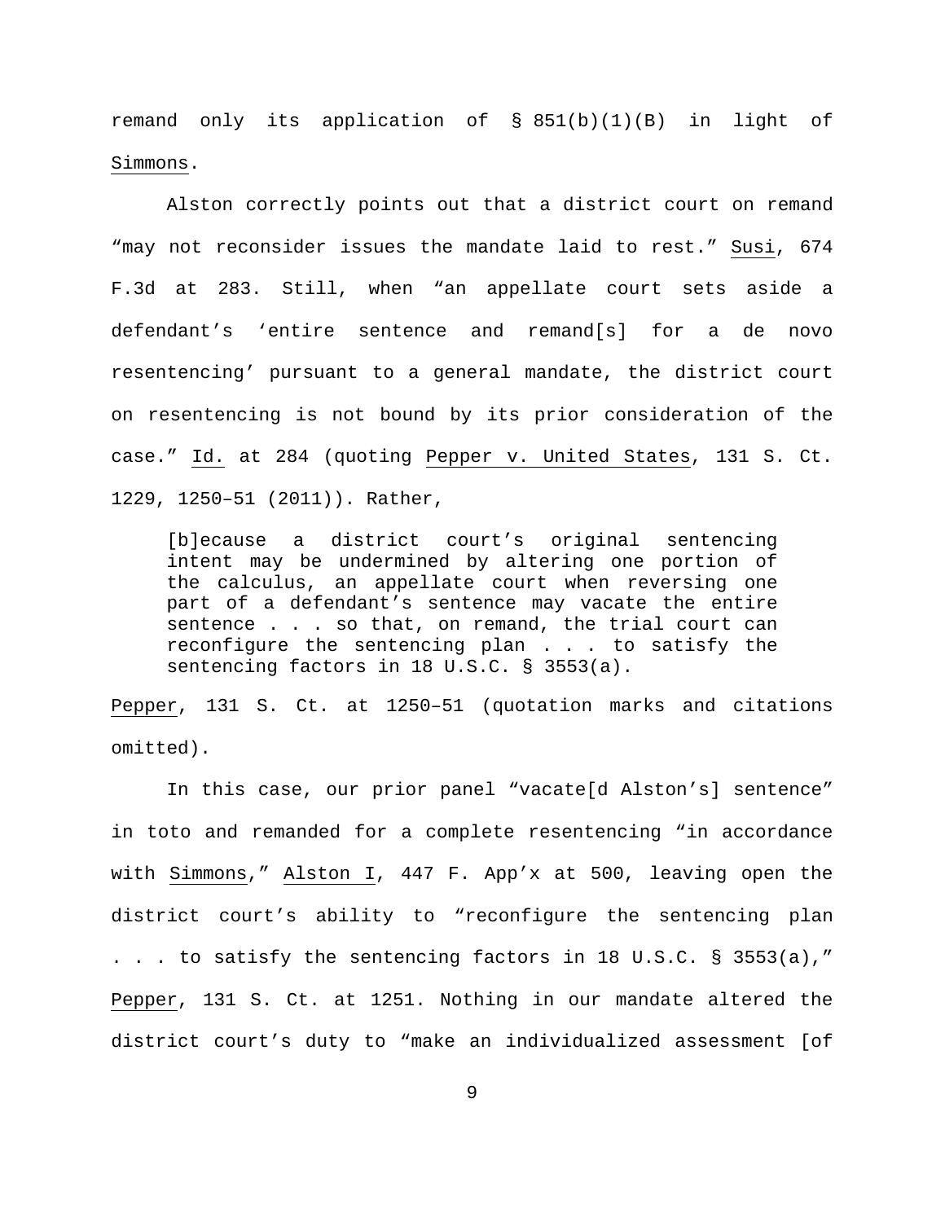remand only its application of § 851(b)(1)(B) in light of Simmons.

Alston correctly points out that a district court on remand "may not reconsider issues the mandate laid to rest." Susi, 674 F.3d at 283. Still, when "an appellate court sets aside a defendant's 'entire sentence and remand[s] for a de novo resentencing' pursuant to a general mandate, the district court on resentencing is not bound by its prior consideration of the case." Id. at 284 (quoting Pepper v. United States, 131 S. Ct. 1229, 1250–51 (2011)). Rather,

> [b]ecause a district court's original sentencing intent may be undermined by altering one portion of the calculus, an appellate court when reversing one part of a defendant's sentence may vacate the entire sentence . . . so that, on remand, the trial court can reconfigure the sentencing plan . . . to satisfy the sentencing factors in 18 U.S.C. § 3553(a).

Pepper, 131 S. Ct. at 1250–51 (quotation marks and citations omitted).

In this case, our prior panel "vacate[d Alston's] sentence" in toto and remanded for a complete resentencing "in accordance with Simmons," Alston I, 447 F. App'x at 500, leaving open the district court's ability to "reconfigure the sentencing plan . . . to satisfy the sentencing factors in 18 U.S.C. § 3553(a)," Pepper, 131 S. Ct. at 1251. Nothing in our mandate altered the district court's duty to "make an individualized assessment [of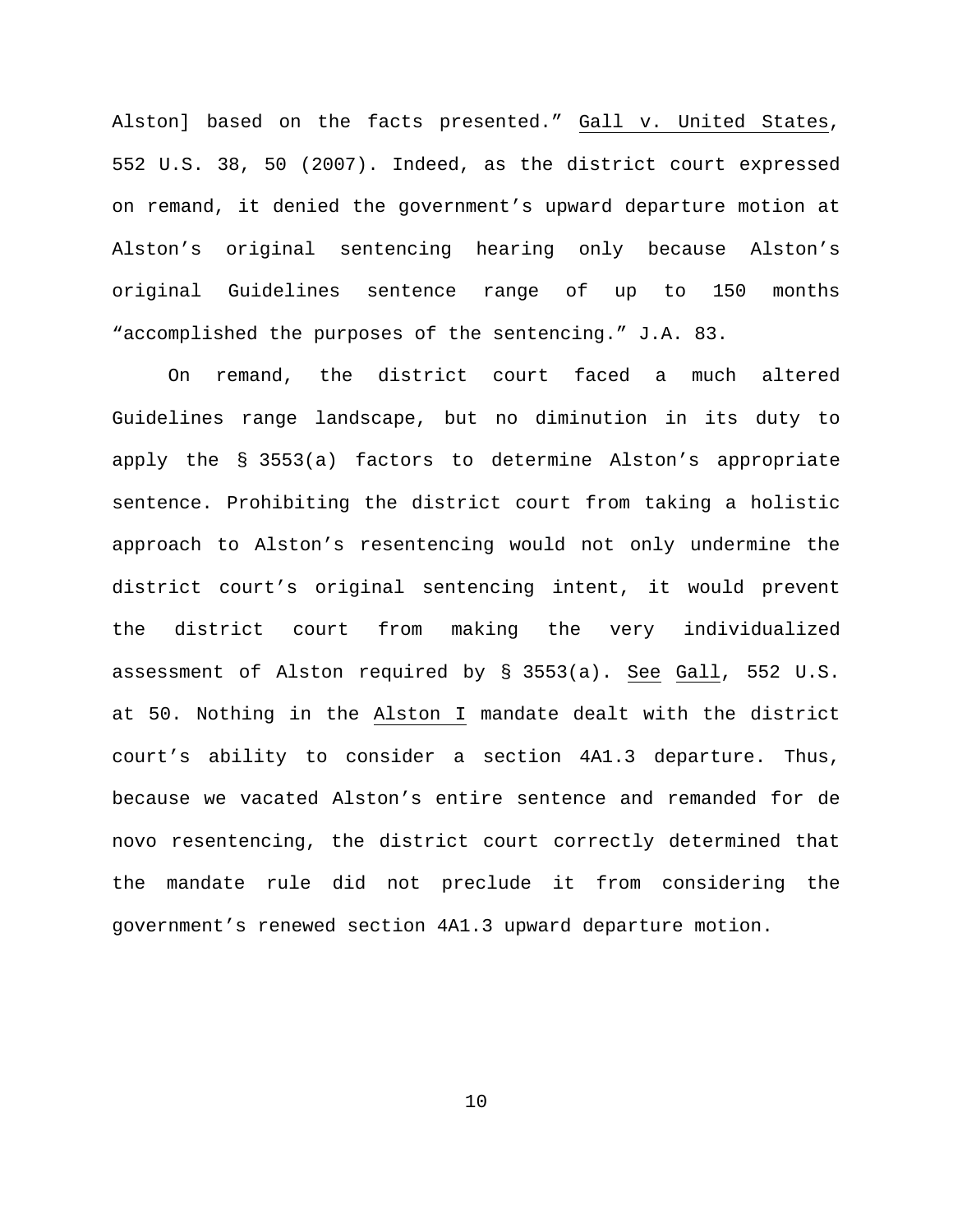Alston] based on the facts presented." Gall v. United States, 552 U.S. 38, 50 (2007). Indeed, as the district court expressed on remand, it denied the government's upward departure motion at Alston's original sentencing hearing only because Alston's original Guidelines sentence range of up to 150 months "accomplished the purposes of the sentencing." J.A. 83.

On remand, the district court faced a much altered Guidelines range landscape, but no diminution in its duty to apply the § 3553(a) factors to determine Alston's appropriate sentence. Prohibiting the district court from taking a holistic approach to Alston's resentencing would not only undermine the district court's original sentencing intent, it would prevent the district court from making the very individualized assessment of Alston required by § 3553(a). See Gall, 552 U.S. at 50. Nothing in the Alston I mandate dealt with the district court's ability to consider a section 4A1.3 departure. Thus, because we vacated Alston's entire sentence and remanded for de novo resentencing, the district court correctly determined that the mandate rule did not preclude it from considering the government's renewed section 4A1.3 upward departure motion.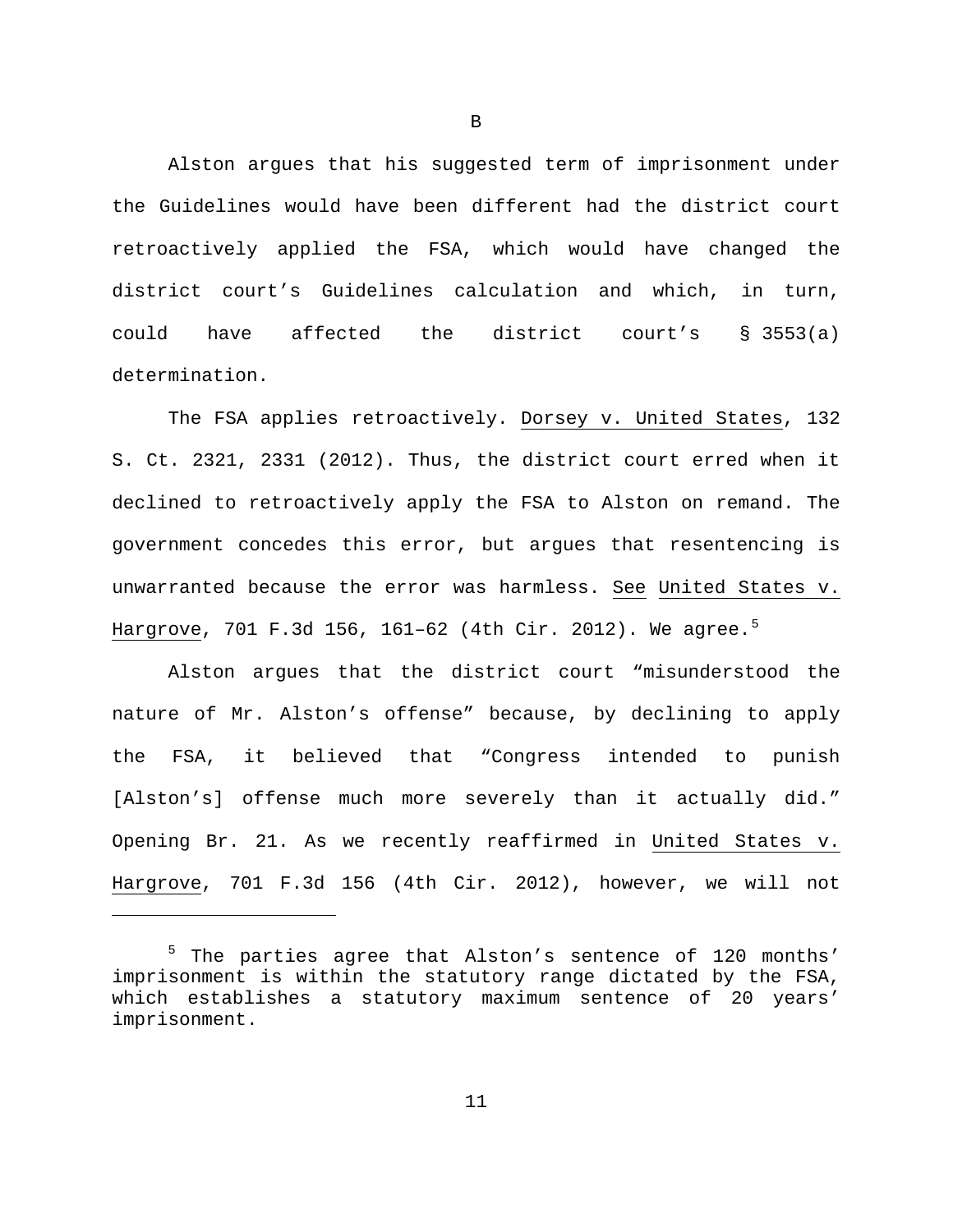## B

Alston argues that his suggested term of imprisonment under the Guidelines would have been different had the district court retroactively applied the FSA, which would have changed the district court's Guidelines calculation and which, in turn, could have affected the district court's § 3553(a) determination.

The FSA applies retroactively. Dorsey v. United States, 132 S. Ct. 2321, 2331 (2012). Thus, the district court erred when it declined to retroactively apply the FSA to Alston on remand. The government concedes this error, but argues that resentencing is unwarranted because the error was harmless. See United States v. Hargrove, 701 F.3d 156, 161–62 (4th Cir. 2012). We agree.[5]

Alston argues that the district court "misunderstood the nature of Mr. Alston's offense" because, by declining to apply the FSA, it believed that "Congress intended to punish [Alston's] offense much more severely than it actually did." Opening Br. 21. As we recently reaffirmed in United States v. Hargrove, 701 F.3d 156 (4th Cir. 2012), however, we will not

---

[5] The parties agree that Alston's sentence of 120 months' imprisonment is within the statutory range dictated by the FSA, which establishes a statutory maximum sentence of 20 years' imprisonment.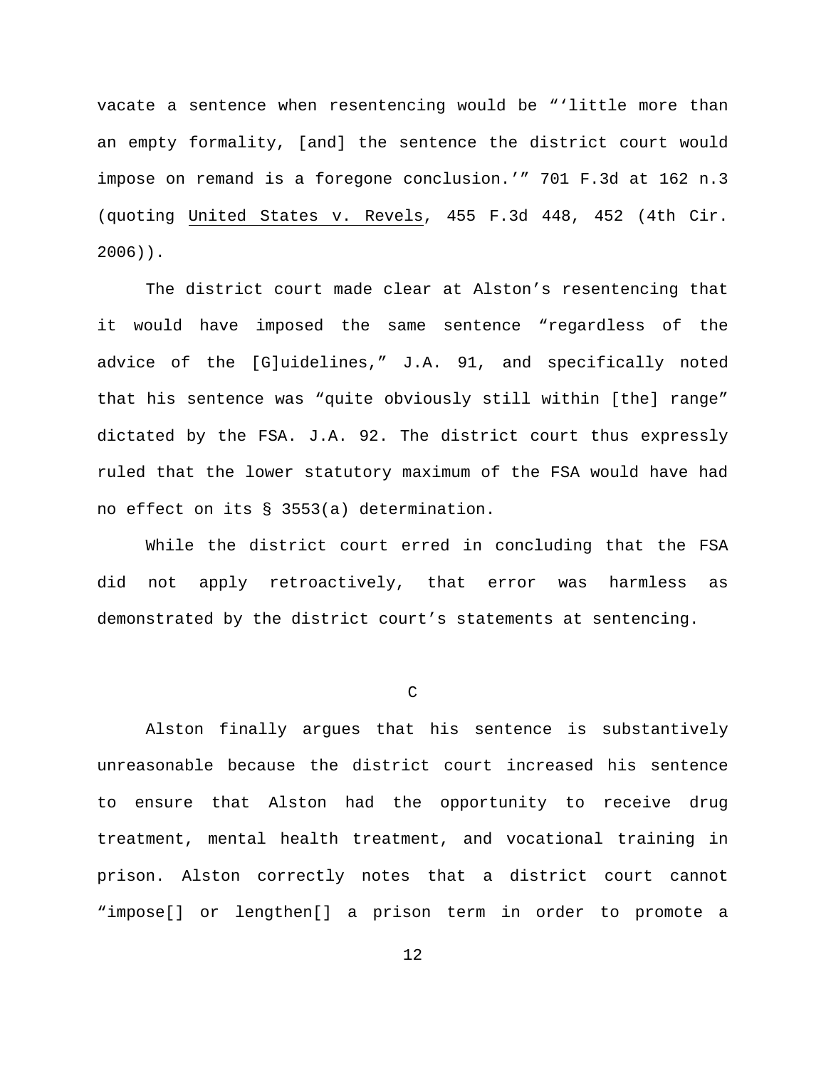vacate a sentence when resentencing would be "'little more than an empty formality, [and] the sentence the district court would impose on remand is a foregone conclusion.'" 701 F.3d at 162 n.3 (quoting United States v. Revels, 455 F.3d 448, 452 (4th Cir. 2006)).

The district court made clear at Alston's resentencing that it would have imposed the same sentence "regardless of the advice of the [G]uidelines," J.A. 91, and specifically noted that his sentence was "quite obviously still within [the] range" dictated by the FSA. J.A. 92. The district court thus expressly ruled that the lower statutory maximum of the FSA would have had no effect on its § 3553(a) determination.

While the district court erred in concluding that the FSA did not apply retroactively, that error was harmless as demonstrated by the district court's statements at sentencing.

### C

Alston finally argues that his sentence is substantively unreasonable because the district court increased his sentence to ensure that Alston had the opportunity to receive drug treatment, mental health treatment, and vocational training in prison. Alston correctly notes that a district court cannot "impose[] or lengthen[] a prison term in order to promote a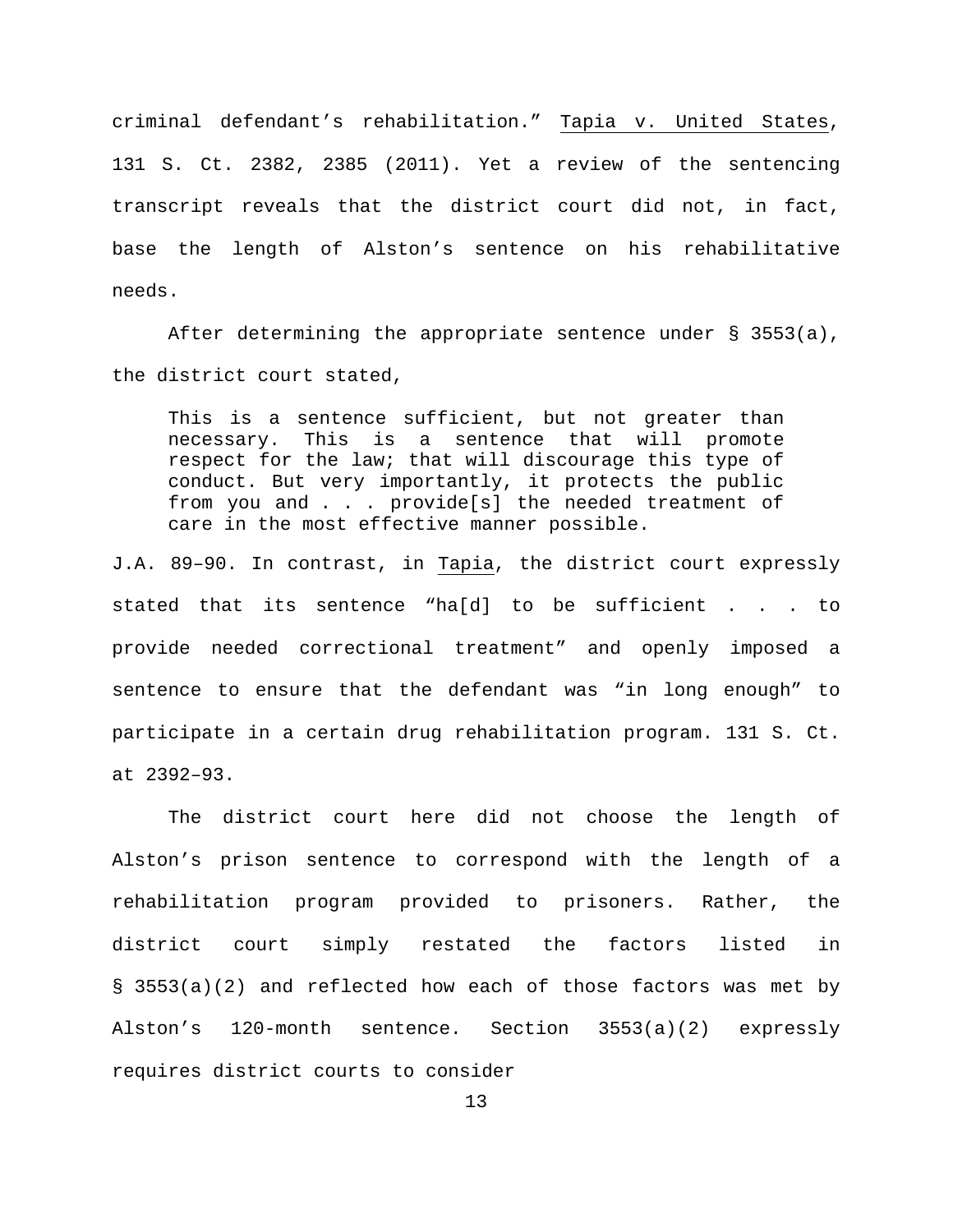criminal defendant's rehabilitation." Tapia v. United States, 131 S. Ct. 2382, 2385 (2011). Yet a review of the sentencing transcript reveals that the district court did not, in fact, base the length of Alston's sentence on his rehabilitative needs.

After determining the appropriate sentence under § 3553(a), the district court stated,

> This is a sentence sufficient, but not greater than necessary. This is a sentence that will promote respect for the law; that will discourage this type of conduct. But very importantly, it protects the public from you and . . . provide[s] the needed treatment of care in the most effective manner possible.

J.A. 89–90. In contrast, in Tapia, the district court expressly stated that its sentence "ha[d] to be sufficient . . . to provide needed correctional treatment" and openly imposed a sentence to ensure that the defendant was "in long enough" to participate in a certain drug rehabilitation program. 131 S. Ct. at 2392–93.

The district court here did not choose the length of Alston's prison sentence to correspond with the length of a rehabilitation program provided to prisoners. Rather, the district court simply restated the factors listed in § 3553(a)(2) and reflected how each of those factors was met by Alston's 120-month sentence. Section 3553(a)(2) expressly requires district courts to consider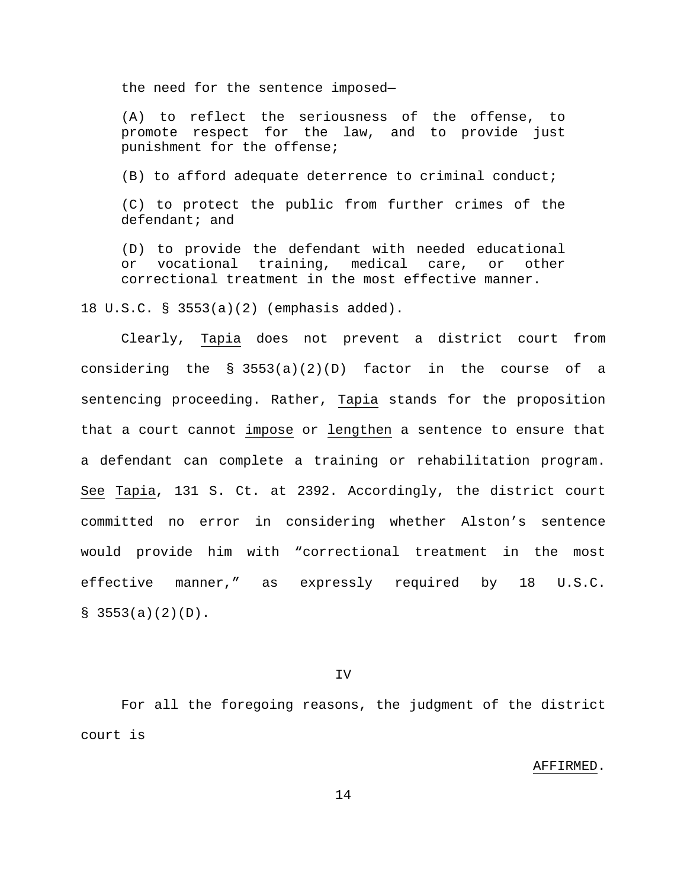> the need for the sentence imposed—
>
> (A) to reflect the seriousness of the offense, to promote respect for the law, and to provide just punishment for the offense;
>
> (B) to afford adequate deterrence to criminal conduct;
>
> (C) to protect the public from further crimes of the defendant; and
>
> (D) to provide the defendant with needed educational or vocational training, medical care, or other correctional treatment in the most effective manner.

18 U.S.C. § 3553(a)(2) (emphasis added).

Clearly, Tapia does not prevent a district court from considering the § 3553(a)(2)(D) factor in the course of a sentencing proceeding. Rather, Tapia stands for the proposition that a court cannot impose or lengthen a sentence to ensure that a defendant can complete a training or rehabilitation program. *See* *Tapia*, 131 S. Ct. at 2392. Accordingly, the district court committed no error in considering whether Alston's sentence would provide him with "correctional treatment in the most effective manner," as expressly required by 18 U.S.C. § 3553(a)(2)(D).

## IV

For all the foregoing reasons, the judgment of the district court is

AFFIRMED.